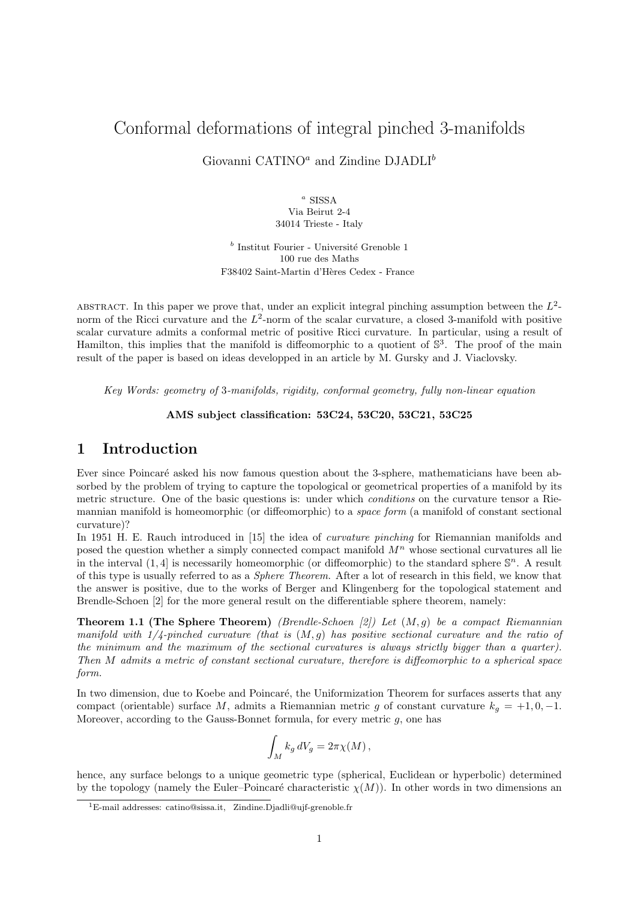# Conformal deformations of integral pinched 3-manifolds

Giovanni CATINO[a] and Zindine DJADLI[b]

[a] SISSA
Via Beirut 2-4
34014 Trieste - Italy

[b] Institut Fourier - Université Grenoble 1
100 rue des Maths
F38402 Saint-Martin d'Hères Cedex - France

ABSTRACT. In this paper we prove that, under an explicit integral pinching assumption between the $L^2$-norm of the Ricci curvature and the $L^2$-norm of the scalar curvature, a closed 3-manifold with positive scalar curvature admits a conformal metric of positive Ricci curvature. In particular, using a result of Hamilton, this implies that the manifold is diffeomorphic to a quotient of $\mathbb{S}^3$. The proof of the main result of the paper is based on ideas developped in an article by M. Gursky and J. Viaclovsky.

*Key Words: geometry of 3-manifolds, rigidity, conformal geometry, fully non-linear equation*

**AMS subject classification: 53C24, 53C20, 53C21, 53C25**

## 1 Introduction

Ever since Poincaré asked his now famous question about the 3-sphere, mathematicians have been absorbed by the problem of trying to capture the topological or geometrical properties of a manifold by its metric structure. One of the basic questions is: under which *conditions* on the curvature tensor a Riemannian manifold is homeomorphic (or diffeomorphic) to a *space form* (a manifold of constant sectional curvature)?

In 1951 H. E. Rauch introduced in [15] the idea of *curvature pinching* for Riemannian manifolds and posed the question whether a simply connected compact manifold $M^n$ whose sectional curvatures all lie in the interval $(1, 4]$ is necessarily homeomorphic (or diffeomorphic) to the standard sphere $\mathbb{S}^n$. A result of this type is usually referred to as a *Sphere Theorem*. After a lot of research in this field, we know that the answer is positive, due to the works of Berger and Klingenberg for the topological statement and Brendle-Schoen [2] for the more general result on the differentiable sphere theorem, namely:

**Theorem 1.1 (The Sphere Theorem)** *(Brendle-Schoen [2]) Let $(M, g)$ be a compact Riemannian manifold with 1/4-pinched curvature (that is $(M, g)$ has positive sectional curvature and the ratio of the minimum and the maximum of the sectional curvatures is always strictly bigger than a quarter). Then $M$ admits a metric of constant sectional curvature, therefore is diffeomorphic to a spherical space form.*

In two dimension, due to Koebe and Poincaré, the Uniformization Theorem for surfaces asserts that any compact (orientable) surface $M$, admits a Riemannian metric $g$ of constant curvature $k_g = +1, 0, -1$. Moreover, according to the Gauss-Bonnet formula, for every metric $g$, one has

$$\int_M k_g \, dV_g = 2\pi\chi(M) \,,$$

hence, any surface belongs to a unique geometric type (spherical, Euclidean or hyperbolic) determined by the topology (namely the Euler–Poincaré characteristic $\chi(M)$). In other words in two dimensions an

[1] E-mail addresses: catino@sissa.it, Zindine.Djadli@ujf-grenoble.fr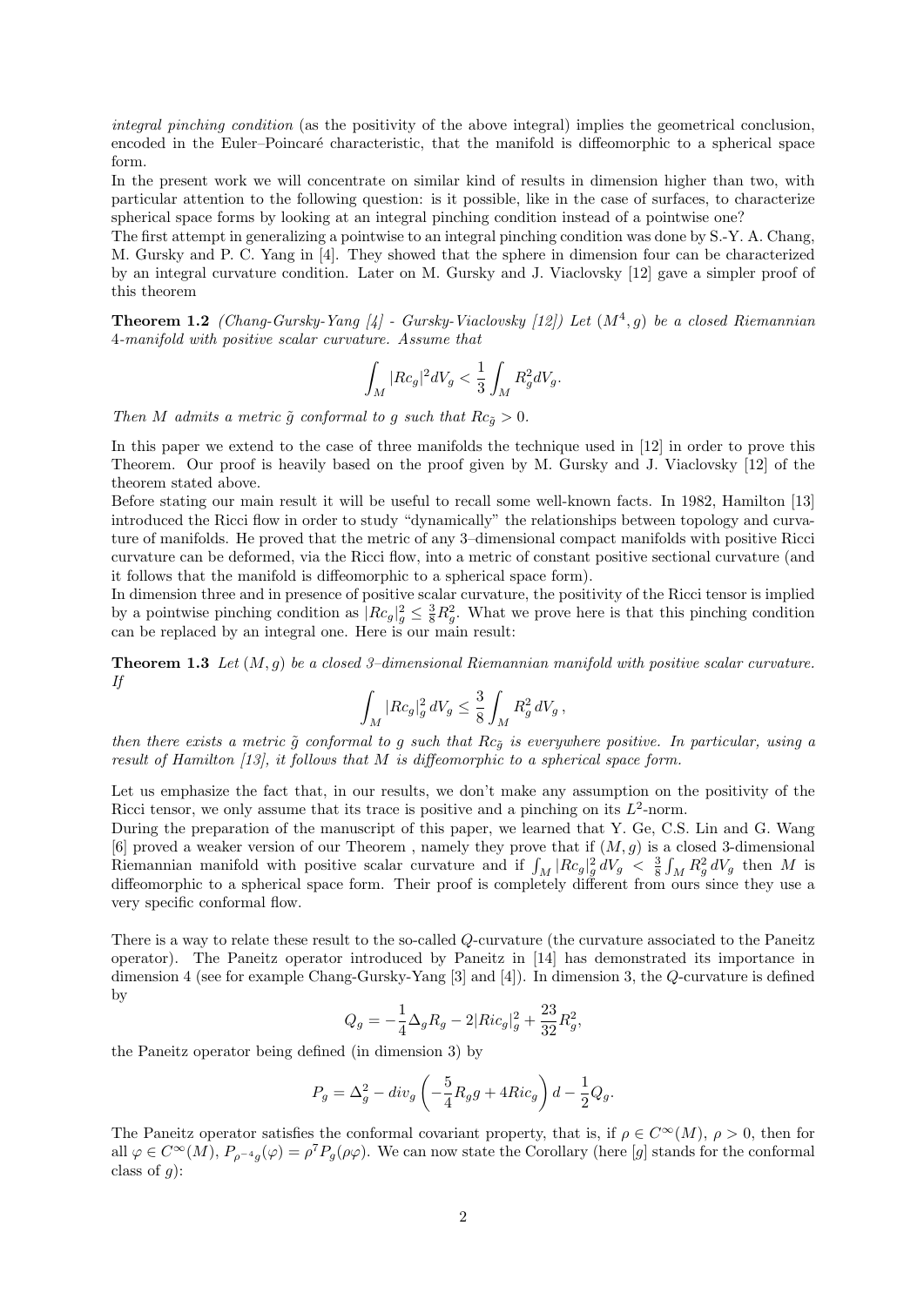*integral pinching condition* (as the positivity of the above integral) implies the geometrical conclusion, encoded in the Euler–Poincaré characteristic, that the manifold is diffeomorphic to a spherical space form.

In the present work we will concentrate on similar kind of results in dimension higher than two, with particular attention to the following question: is it possible, like in the case of surfaces, to characterize spherical space forms by looking at an integral pinching condition instead of a pointwise one?

The first attempt in generalizing a pointwise to an integral pinching condition was done by S.-Y. A. Chang, M. Gursky and P. C. Yang in [4]. They showed that the sphere in dimension four can be characterized by an integral curvature condition. Later on M. Gursky and J. Viaclovsky [12] gave a simpler proof of this theorem

**Theorem 1.2** *(Chang-Gursky-Yang [4] - Gursky-Viaclovsky [12]) Let $(M^4, g)$ be a closed Riemannian 4-manifold with positive scalar curvature. Assume that*

$$\int_M |Rc_g|^2 dV_g < \frac{1}{3}\int_M R_g^2 dV_g.$$

*Then $M$ admits a metric $\tilde{g}$ conformal to $g$ such that $Rc_{\tilde{g}} > 0$.*

In this paper we extend to the case of three manifolds the technique used in [12] in order to prove this Theorem. Our proof is heavily based on the proof given by M. Gursky and J. Viaclovsky [12] of the theorem stated above.

Before stating our main result it will be useful to recall some well-known facts. In 1982, Hamilton [13] introduced the Ricci flow in order to study "dynamically" the relationships between topology and curvature of manifolds. He proved that the metric of any 3–dimensional compact manifolds with positive Ricci curvature can be deformed, via the Ricci flow, into a metric of constant positive sectional curvature (and it follows that the manifold is diffeomorphic to a spherical space form).

In dimension three and in presence of positive scalar curvature, the positivity of the Ricci tensor is implied by a pointwise pinching condition as $|Rc_g|_g^2 \leq \frac{3}{8}R_g^2$. What we prove here is that this pinching condition can be replaced by an integral one. Here is our main result:

**Theorem 1.3** *Let $(M, g)$ be a closed 3–dimensional Riemannian manifold with positive scalar curvature. If*

$$\int_M |Rc_g|_g^2 \, dV_g \leq \frac{3}{8}\int_M R_g^2 \, dV_g \,,$$

*then there exists a metric $\tilde{g}$ conformal to $g$ such that $Rc_{\tilde{g}}$ is everywhere positive. In particular, using a result of Hamilton [13], it follows that $M$ is diffeomorphic to a spherical space form.*

Let us emphasize the fact that, in our results, we don't make any assumption on the positivity of the Ricci tensor, we only assume that its trace is positive and a pinching on its $L^2$-norm.

During the preparation of the manuscript of this paper, we learned that Y. Ge, C.S. Lin and G. Wang [6] proved a weaker version of our Theorem , namely they prove that if $(M, g)$ is a closed 3-dimensional Riemannian manifold with positive scalar curvature and if $\int_M |Rc_g|_g^2 \, dV_g < \frac{3}{8}\int_M R_g^2 \, dV_g$ then $M$ is diffeomorphic to a spherical space form. Their proof is completely different from ours since they use a very specific conformal flow.

There is a way to relate these result to the so-called $Q$-curvature (the curvature associated to the Paneitz operator). The Paneitz operator introduced by Paneitz in [14] has demonstrated its importance in dimension 4 (see for example Chang-Gursky-Yang [3] and [4]). In dimension 3, the $Q$-curvature is defined by

$$Q_g = -\frac{1}{4}\Delta_g R_g - 2|Ric_g|_g^2 + \frac{23}{32}R_g^2,$$

the Paneitz operator being defined (in dimension 3) by

$$P_g = \Delta_g^2 - div_g\left(-\frac{5}{4}R_g g + 4Ric_g\right)d - \frac{1}{2}Q_g.$$

The Paneitz operator satisfies the conformal covariant property, that is, if $\rho \in C^\infty(M)$, $\rho > 0$, then for all $\varphi \in C^\infty(M)$, $P_{\rho^{-4}g}(\varphi) = \rho^7 P_g(\rho\varphi)$. We can now state the Corollary (here $[g]$ stands for the conformal class of $g$):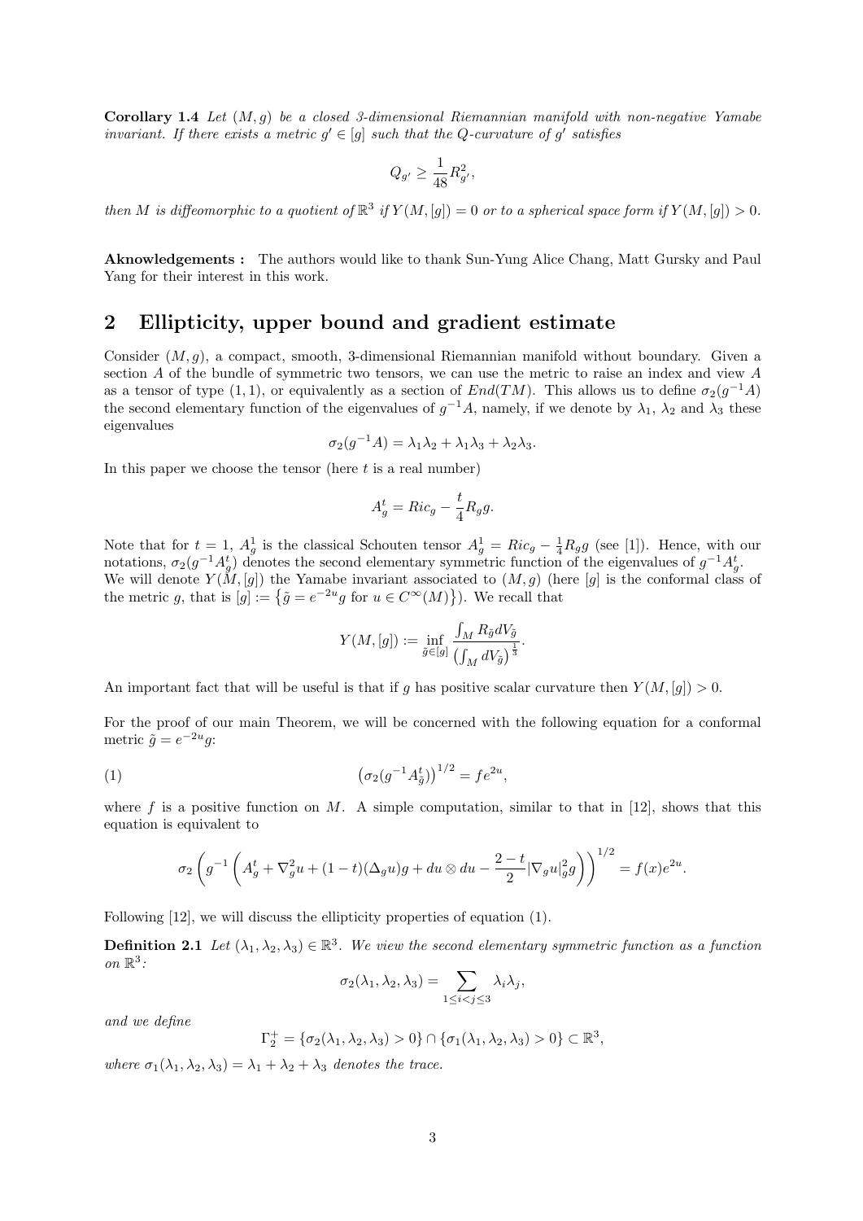**Corollary 1.4** *Let $(M, g)$ be a closed 3-dimensional Riemannian manifold with non-negative Yamabe invariant. If there exists a metric $g' \in [g]$ such that the Q-curvature of $g'$ satisfies*

$$Q_{g'} \geq \frac{1}{48} R_{g'}^2,$$

*then $M$ is diffeomorphic to a quotient of $\mathbb{R}^3$ if $Y(M, [g]) = 0$ or to a spherical space form if $Y(M, [g]) > 0$.*

**Aknowledgements :** The authors would like to thank Sun-Yung Alice Chang, Matt Gursky and Paul Yang for their interest in this work.

## 2 Ellipticity, upper bound and gradient estimate

Consider $(M, g)$, a compact, smooth, 3-dimensional Riemannian manifold without boundary. Given a section $A$ of the bundle of symmetric two tensors, we can use the metric to raise an index and view $A$ as a tensor of type $(1, 1)$, or equivalently as a section of $End(TM)$. This allows us to define $\sigma_2(g^{-1}A)$ the second elementary function of the eigenvalues of $g^{-1}A$, namely, if we denote by $\lambda_1$, $\lambda_2$ and $\lambda_3$ these eigenvalues

$$\sigma_2(g^{-1}A) = \lambda_1\lambda_2 + \lambda_1\lambda_3 + \lambda_2\lambda_3.$$

In this paper we choose the tensor (here $t$ is a real number)

$$A_g^t = Ric_g - \frac{t}{4} R_g g.$$

Note that for $t = 1$, $A_g^1$ is the classical Schouten tensor $A_g^1 = Ric_g - \frac{1}{4} R_g g$ (see [1]). Hence, with our notations, $\sigma_2(g^{-1}A_g^t)$ denotes the second elementary symmetric function of the eigenvalues of $g^{-1}A_g^t$.
We will denote $Y(M, [g])$ the Yamabe invariant associated to $(M, g)$ (here $[g]$ is the conformal class of the metric $g$, that is $[g] := \{\tilde{g} = e^{-2u} g \text{ for } u \in C^\infty(M)\}$). We recall that

$$Y(M, [g]) := \inf_{\tilde{g} \in [g]} \frac{\int_M R_{\tilde{g}} dV_{\tilde{g}}}{\left(\int_M dV_{\tilde{g}}\right)^{\frac{1}{3}}}.$$

An important fact that will be useful is that if $g$ has positive scalar curvature then $Y(M, [g]) > 0$.

For the proof of our main Theorem, we will be concerned with the following equation for a conformal metric $\tilde{g} = e^{-2u} g$:

$$\left(\sigma_2(g^{-1}A_{\tilde{g}}^t)\right)^{1/2} = f e^{2u}, \tag{1}$$

where $f$ is a positive function on $M$. A simple computation, similar to that in [12], shows that this equation is equivalent to

$$\sigma_2\left(g^{-1}\left(A_g^t + \nabla_g^2 u + (1-t)(\Delta_g u) g + du \otimes du - \frac{2-t}{2} |\nabla_g u|_g^2 g\right)\right)^{1/2} = f(x) e^{2u}.$$

Following [12], we will discuss the ellipticity properties of equation (1).

**Definition 2.1** *Let $(\lambda_1, \lambda_2, \lambda_3) \in \mathbb{R}^3$. We view the second elementary symmetric function as a function on $\mathbb{R}^3$:*

$$\sigma_2(\lambda_1, \lambda_2, \lambda_3) = \sum_{1 \leq i < j \leq 3} \lambda_i \lambda_j,$$

*and we define*

$$\Gamma_2^+ = \{\sigma_2(\lambda_1, \lambda_2, \lambda_3) > 0\} \cap \{\sigma_1(\lambda_1, \lambda_2, \lambda_3) > 0\} \subset \mathbb{R}^3,$$

*where $\sigma_1(\lambda_1, \lambda_2, \lambda_3) = \lambda_1 + \lambda_2 + \lambda_3$ denotes the trace.*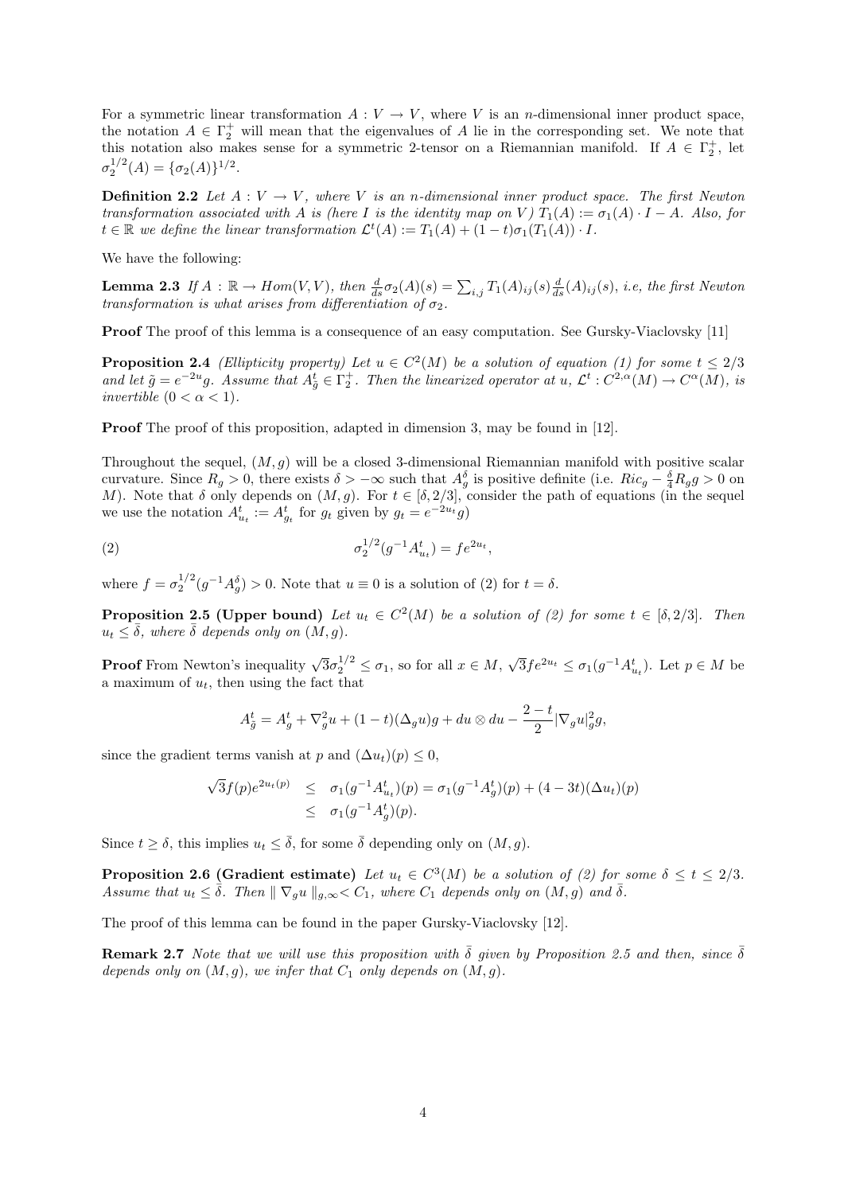For a symmetric linear transformation $A : V \to V$, where $V$ is an $n$-dimensional inner product space, the notation $A \in \Gamma_2^+$ will mean that the eigenvalues of $A$ lie in the corresponding set. We note that this notation also makes sense for a symmetric 2-tensor on a Riemannian manifold. If $A \in \Gamma_2^+$, let $\sigma_2^{1/2}(A) = \{\sigma_2(A)\}^{1/2}$.

**Definition 2.2** *Let $A : V \to V$, where $V$ is an $n$-dimensional inner product space. The first Newton transformation associated with $A$ is (here $I$ is the identity map on $V$) $T_1(A) := \sigma_1(A) \cdot I - A$. Also, for $t \in \mathbb{R}$ we define the linear transformation $\mathcal{L}^t(A) := T_1(A) + (1-t)\sigma_1(T_1(A)) \cdot I$.*

We have the following:

**Lemma 2.3** *If $A : \mathbb{R} \to Hom(V,V)$, then $\frac{d}{ds}\sigma_2(A)(s) = \sum_{i,j} T_1(A)_{ij}(s)\frac{d}{ds}(A)_{ij}(s)$, i.e, the first Newton transformation is what arises from differentiation of $\sigma_2$.*

**Proof** The proof of this lemma is a consequence of an easy computation. See Gursky-Viaclovsky [11]

**Proposition 2.4** *(Ellipticity property) Let $u \in C^2(M)$ be a solution of equation (1) for some $t \leq 2/3$ and let $\tilde{g} = e^{-2u}g$. Assume that $A^t_{\tilde{g}} \in \Gamma_2^+$. Then the linearized operator at $u$, $\mathcal{L}^t : C^{2,\alpha}(M) \to C^{\alpha}(M)$, is invertible $(0 < \alpha < 1)$.*

**Proof** The proof of this proposition, adapted in dimension 3, may be found in [12].

Throughout the sequel, $(M, g)$ will be a closed 3-dimensional Riemannian manifold with positive scalar curvature. Since $R_g > 0$, there exists $\delta > -\infty$ such that $A^{\delta}_g$ is positive definite (i.e. $Ric_g - \frac{\delta}{4}R_g g > 0$ on $M$). Note that $\delta$ only depends on $(M, g)$. For $t \in [\delta, 2/3]$, consider the path of equations (in the sequel we use the notation $A^t_{u_t} := A^t_{g_t}$ for $g_t$ given by $g_t = e^{-2u_t}g$)

$$\sigma_2^{1/2}(g^{-1}A^t_{u_t}) = fe^{2u_t}, \tag{2}$$

where $f = \sigma_2^{1/2}(g^{-1}A^{\delta}_g) > 0$. Note that $u \equiv 0$ is a solution of (2) for $t = \delta$.

**Proposition 2.5 (Upper bound)** *Let $u_t \in C^2(M)$ be a solution of (2) for some $t \in [\delta, 2/3]$. Then $u_t \leq \bar{\delta}$, where $\bar{\delta}$ depends only on $(M, g)$.*

**Proof** From Newton's inequality $\sqrt{3}\sigma_2^{1/2} \leq \sigma_1$, so for all $x \in M$, $\sqrt{3}fe^{2u_t} \leq \sigma_1(g^{-1}A^t_{u_t})$. Let $p \in M$ be a maximum of $u_t$, then using the fact that

$$A^t_{\tilde{g}} = A^t_g + \nabla^2_g u + (1-t)(\Delta_g u)g + du \otimes du - \frac{2-t}{2}|\nabla_g u|^2_g g,$$

since the gradient terms vanish at $p$ and $(\Delta u_t)(p) \leq 0$,

$$\begin{aligned}
\sqrt{3}f(p)e^{2u_t(p)} &\leq \sigma_1(g^{-1}A^t_{u_t})(p) = \sigma_1(g^{-1}A^t_g)(p) + (4-3t)(\Delta u_t)(p) \\
&\leq \sigma_1(g^{-1}A^t_g)(p).
\end{aligned}$$

Since $t \geq \delta$, this implies $u_t \leq \bar{\delta}$, for some $\bar{\delta}$ depending only on $(M, g)$.

**Proposition 2.6 (Gradient estimate)** *Let $u_t \in C^3(M)$ be a solution of (2) for some $\delta \leq t \leq 2/3$. Assume that $u_t \leq \bar{\delta}$. Then $\| \nabla_g u \|_{g,\infty} < C_1$, where $C_1$ depends only on $(M, g)$ and $\bar{\delta}$.*

The proof of this lemma can be found in the paper Gursky-Viaclovsky [12].

**Remark 2.7** *Note that we will use this proposition with $\bar{\delta}$ given by Proposition 2.5 and then, since $\bar{\delta}$ depends only on $(M, g)$, we infer that $C_1$ only depends on $(M, g)$.*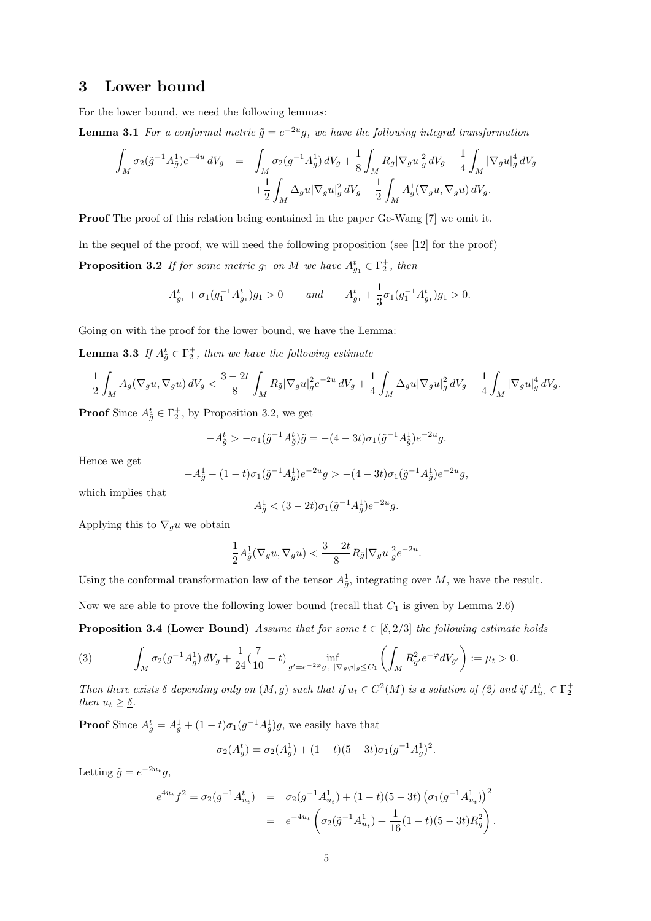## 3 Lower bound

For the lower bound, we need the following lemmas:

**Lemma 3.1** *For a conformal metric $\tilde{g} = e^{-2u}g$, we have the following integral transformation*

$$
\begin{aligned}
\int_M \sigma_2(\tilde{g}^{-1}A^1_{\tilde{g}})e^{-4u}\,dV_g &= \int_M \sigma_2(g^{-1}A^1_g)\,dV_g + \frac{1}{8}\int_M R_g|\nabla_g u|^2_g\,dV_g - \frac{1}{4}\int_M |\nabla_g u|^4_g\,dV_g \\
&\quad + \frac{1}{2}\int_M \Delta_g u|\nabla_g u|^2_g\,dV_g - \frac{1}{2}\int_M A^1_g(\nabla_g u,\nabla_g u)\,dV_g.
\end{aligned}
$$

**Proof** The proof of this relation being contained in the paper Ge-Wang [7] we omit it.

In the sequel of the proof, we will need the following proposition (see [12] for the proof)

**Proposition 3.2** *If for some metric $g_1$ on $M$ we have $A^t_{g_1} \in \Gamma^+_2$, then*

$$
-A^t_{g_1} + \sigma_1(g_1^{-1}A^t_{g_1})g_1 > 0 \qquad \text{and} \qquad A^t_{g_1} + \frac{1}{3}\sigma_1(g_1^{-1}A^t_{g_1})g_1 > 0.
$$

Going on with the proof for the lower bound, we have the Lemma:

**Lemma 3.3** *If $A^t_{\tilde{g}} \in \Gamma^+_2$, then we have the following estimate*

$$
\frac{1}{2}\int_M A_g(\nabla_g u,\nabla_g u)\,dV_g < \frac{3-2t}{8}\int_M R_{\tilde{g}}|\nabla_g u|^2_g e^{-2u}\,dV_g + \frac{1}{4}\int_M \Delta_g u|\nabla_g u|^2_g\,dV_g - \frac{1}{4}\int_M |\nabla_g u|^4_g\,dV_g.
$$

**Proof** Since $A^t_{\tilde{g}} \in \Gamma^+_2$, by Proposition 3.2, we get

$$
-A^t_{\tilde{g}} > -\sigma_1(\tilde{g}^{-1}A^t_{\tilde{g}})\tilde{g} = -(4-3t)\sigma_1(\tilde{g}^{-1}A^1_{\tilde{g}})e^{-2u}g.
$$

Hence we get

$$
-A^1_{\tilde{g}} - (1-t)\sigma_1(\tilde{g}^{-1}A^1_{\tilde{g}})e^{-2u}g > -(4-3t)\sigma_1(\tilde{g}^{-1}A^1_{\tilde{g}})e^{-2u}g,
$$

which implies that

$$
A^1_{\tilde{g}} < (3-2t)\sigma_1(\tilde{g}^{-1}A^1_{\tilde{g}})e^{-2u}g.
$$

Applying this to $\nabla_g u$ we obtain

$$
\frac{1}{2}A^1_{\tilde{g}}(\nabla_g u,\nabla_g u) < \frac{3-2t}{8}R_{\tilde{g}}|\nabla_g u|^2_g e^{-2u}.
$$

Using the conformal transformation law of the tensor $A^1_{\tilde{g}}$, integrating over $M$, we have the result.

Now we are able to prove the following lower bound (recall that $C_1$ is given by Lemma 2.6)

**Proposition 3.4 (Lower Bound)** *Assume that for some $t \in [\delta, 2/3]$ the following estimate holds*

$$
(3) \qquad \int_M \sigma_2(g^{-1}A^1_g)\,dV_g + \frac{1}{24}\left(\frac{7}{10} - t\right)\inf_{g'=e^{-2\varphi}g,\ |\nabla_g\varphi|_g \le C_1}\left(\int_M R^2_{g'}e^{-\varphi}dV_{g'}\right) := \mu_t > 0.
$$

*Then there exists $\underline{\delta}$ depending only on $(M,g)$ such that if $u_t \in C^2(M)$ is a solution of (2) and if $A^t_{u_t} \in \Gamma^+_2$ then $u_t \geq \underline{\delta}$.*

**Proof** Since $A^t_g = A^1_g + (1-t)\sigma_1(g^{-1}A^1_g)g$, we easily have that

$$
\sigma_2(A^t_g) = \sigma_2(A^1_g) + (1-t)(5-3t)\sigma_1(g^{-1}A^1_g)^2.
$$

Letting $\tilde{g} = e^{-2u_t}g$,

$$
\begin{aligned}
e^{4u_t}f^2 = \sigma_2(g^{-1}A^t_{u_t}) &= \sigma_2(g^{-1}A^1_{u_t}) + (1-t)(5-3t)\left(\sigma_1(g^{-1}A^1_{u_t})\right)^2 \\
&= e^{-4u_t}\left(\sigma_2(\tilde{g}^{-1}A^1_{u_t}) + \frac{1}{16}(1-t)(5-3t)R^2_{\tilde{g}}\right).
\end{aligned}
$$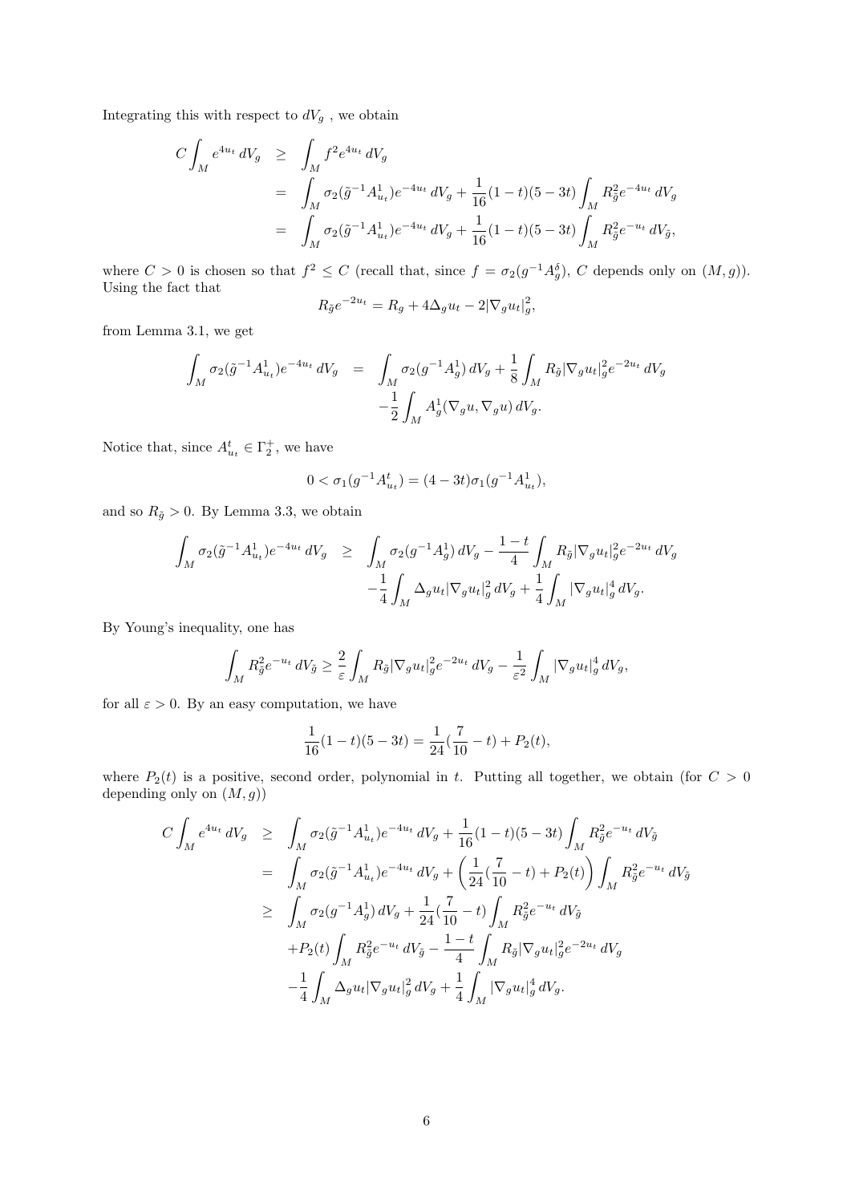Integrating this with respect to $dV_g$ , we obtain

$$
\begin{aligned}
C\int_M e^{4u_t}\,dV_g &\geq \int_M f^2 e^{4u_t}\,dV_g \\
&= \int_M \sigma_2(\tilde{g}^{-1}A^1_{u_t})e^{-4u_t}\,dV_g + \frac{1}{16}(1-t)(5-3t)\int_M R^2_{\tilde{g}} e^{-4u_t}\,dV_g \\
&= \int_M \sigma_2(\tilde{g}^{-1}A^1_{u_t})e^{-4u_t}\,dV_g + \frac{1}{16}(1-t)(5-3t)\int_M R^2_{\tilde{g}} e^{-u_t}\,dV_{\tilde{g}},
\end{aligned}
$$

where $C > 0$ is chosen so that $f^2 \leq C$ (recall that, since $f = \sigma_2(g^{-1}A^\delta_g)$, $C$ depends only on $(M,g)$). Using the fact that

$$
R_{\tilde{g}}e^{-2u_t} = R_g + 4\Delta_g u_t - 2|\nabla_g u_t|^2_g,
$$

from Lemma 3.1, we get

$$
\begin{aligned}
\int_M \sigma_2(\tilde{g}^{-1}A^1_{u_t})e^{-4u_t}\,dV_g &= \int_M \sigma_2(g^{-1}A^1_g)\,dV_g + \frac{1}{8}\int_M R_{\tilde{g}}|\nabla_g u_t|^2_g e^{-2u_t}\,dV_g \\
&\quad -\frac{1}{2}\int_M A^1_g(\nabla_g u, \nabla_g u)\,dV_g.
\end{aligned}
$$

Notice that, since $A^t_{u_t} \in \Gamma^+_2$, we have

$$
0 < \sigma_1(g^{-1}A^t_{u_t}) = (4-3t)\sigma_1(g^{-1}A^1_{u_t}),
$$

and so $R_{\tilde{g}} > 0$. By Lemma 3.3, we obtain

$$
\begin{aligned}
\int_M \sigma_2(\tilde{g}^{-1}A^1_{u_t})e^{-4u_t}\,dV_g &\geq \int_M \sigma_2(g^{-1}A^1_g)\,dV_g - \frac{1-t}{4}\int_M R_{\tilde{g}}|\nabla_g u_t|^2_g e^{-2u_t}\,dV_g \\
&\quad -\frac{1}{4}\int_M \Delta_g u_t|\nabla_g u_t|^2_g\,dV_g + \frac{1}{4}\int_M |\nabla_g u_t|^4_g\,dV_g.
\end{aligned}
$$

By Young's inequality, one has

$$
\int_M R^2_{\tilde{g}} e^{-u_t}\,dV_{\tilde{g}} \geq \frac{2}{\varepsilon}\int_M R_{\tilde{g}}|\nabla_g u_t|^2_g e^{-2u_t}\,dV_g - \frac{1}{\varepsilon^2}\int_M |\nabla_g u_t|^4_g\,dV_g,
$$

for all $\varepsilon > 0$. By an easy computation, we have

$$
\frac{1}{16}(1-t)(5-3t) = \frac{1}{24}(\frac{7}{10}-t) + P_2(t),
$$

where $P_2(t)$ is a positive, second order, polynomial in $t$. Putting all together, we obtain (for $C > 0$ depending only on $(M,g)$)

$$
\begin{aligned}
C\int_M e^{4u_t}\,dV_g &\geq \int_M \sigma_2(\tilde{g}^{-1}A^1_{u_t})e^{-4u_t}\,dV_g + \frac{1}{16}(1-t)(5-3t)\int_M R^2_{\tilde{g}} e^{-u_t}\,dV_{\tilde{g}} \\
&= \int_M \sigma_2(\tilde{g}^{-1}A^1_{u_t})e^{-4u_t}\,dV_g + \left(\frac{1}{24}(\frac{7}{10}-t) + P_2(t)\right)\int_M R^2_{\tilde{g}} e^{-u_t}\,dV_{\tilde{g}} \\
&\geq \int_M \sigma_2(g^{-1}A^1_g)\,dV_g + \frac{1}{24}(\frac{7}{10}-t)\int_M R^2_{\tilde{g}} e^{-u_t}\,dV_{\tilde{g}} \\
&\quad + P_2(t)\int_M R^2_{\tilde{g}} e^{-u_t}\,dV_{\tilde{g}} - \frac{1-t}{4}\int_M R_{\tilde{g}}|\nabla_g u_t|^2_g e^{-2u_t}\,dV_g \\
&\quad -\frac{1}{4}\int_M \Delta_g u_t|\nabla_g u_t|^2_g\,dV_g + \frac{1}{4}\int_M |\nabla_g u_t|^4_g\,dV_g.
\end{aligned}
$$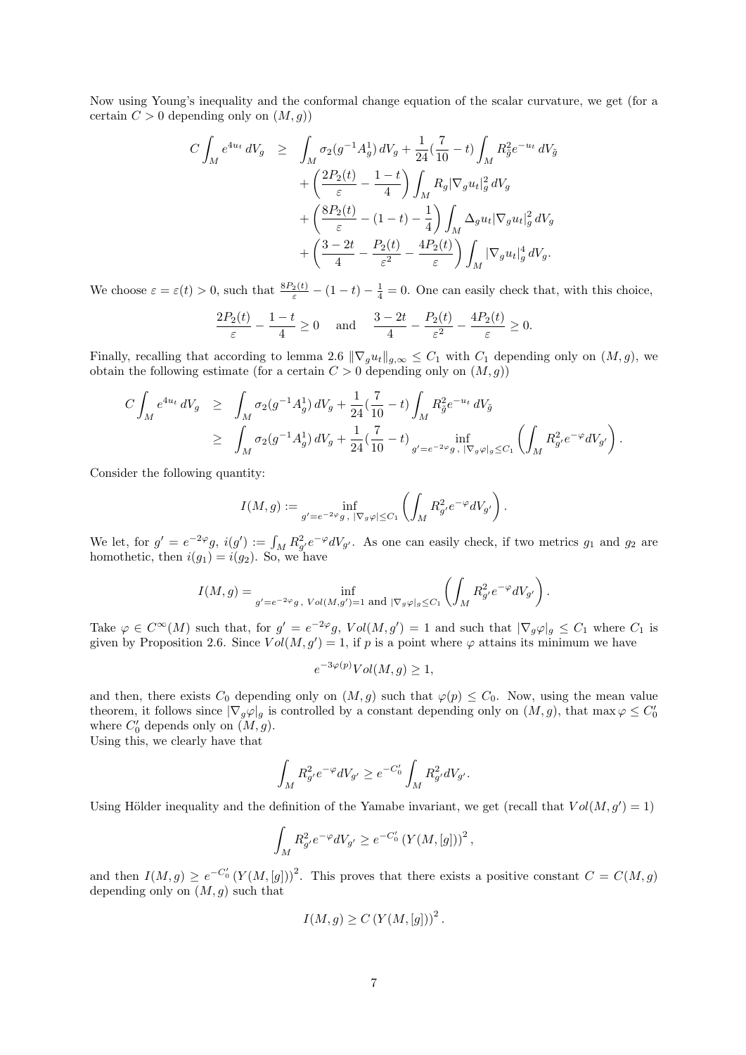Now using Young's inequality and the conformal change equation of the scalar curvature, we get (for a certain $C > 0$ depending only on $(M, g)$)

$$
\begin{aligned}
C \int_M e^{4u_t}\, dV_g \quad \geq \quad & \int_M \sigma_2(g^{-1}A^1_g)\, dV_g + \frac{1}{24}\left(\frac{7}{10} - t\right) \int_M R^2_{\tilde{g}} e^{-u_t}\, dV_{\tilde{g}} \\
& + \left( \frac{2P_2(t)}{\varepsilon} - \frac{1-t}{4} \right) \int_M R_g |\nabla_g u_t|^2_g\, dV_g \\
& + \left( \frac{8P_2(t)}{\varepsilon} - (1-t) - \frac{1}{4} \right) \int_M \Delta_g u_t |\nabla_g u_t|^2_g\, dV_g \\
& + \left( \frac{3-2t}{4} - \frac{P_2(t)}{\varepsilon^2} - \frac{4P_2(t)}{\varepsilon} \right) \int_M |\nabla_g u_t|^4_g\, dV_g.
\end{aligned}
$$

We choose $\varepsilon = \varepsilon(t) > 0$, such that $\frac{8P_2(t)}{\varepsilon} - (1-t) - \frac{1}{4} = 0$. One can easily check that, with this choice,

$$
\frac{2P_2(t)}{\varepsilon} - \frac{1-t}{4} \geq 0 \quad \text{and} \quad \frac{3-2t}{4} - \frac{P_2(t)}{\varepsilon^2} - \frac{4P_2(t)}{\varepsilon} \geq 0.
$$

Finally, recalling that according to lemma 2.6 $\|\nabla_g u_t\|_{g,\infty} \leq C_1$ with $C_1$ depending only on $(M, g)$, we obtain the following estimate (for a certain $C > 0$ depending only on $(M, g)$)

$$
\begin{aligned}
C \int_M e^{4u_t}\, dV_g \quad \geq \quad & \int_M \sigma_2(g^{-1}A^1_g)\, dV_g + \frac{1}{24}\left(\frac{7}{10} - t\right) \int_M R^2_{\tilde{g}} e^{-u_t}\, dV_{\tilde{g}} \\
\geq \quad & \int_M \sigma_2(g^{-1}A^1_g)\, dV_g + \frac{1}{24}\left(\frac{7}{10} - t\right) \inf_{g' = e^{-2\varphi}g\,,\ |\nabla_g \varphi|_g \leq C_1} \left( \int_M R^2_{g'} e^{-\varphi} dV_{g'} \right).
\end{aligned}
$$

Consider the following quantity:

$$
I(M, g) := \inf_{g' = e^{-2\varphi}g\,,\ |\nabla_g \varphi| \leq C_1} \left( \int_M R^2_{g'} e^{-\varphi} dV_{g'} \right).
$$

We let, for $g' = e^{-2\varphi}g$, $i(g') := \int_M R^2_{g'} e^{-\varphi} dV_{g'}$. As one can easily check, if two metrics $g_1$ and $g_2$ are homothetic, then $i(g_1) = i(g_2)$. So, we have

$$
I(M, g) = \inf_{g' = e^{-2\varphi}g\,,\ Vol(M, g') = 1 \text{ and } |\nabla_g \varphi|_g \leq C_1} \left( \int_M R^2_{g'} e^{-\varphi} dV_{g'} \right).
$$

Take $\varphi \in C^\infty(M)$ such that, for $g' = e^{-2\varphi}g$, $Vol(M, g') = 1$ and such that $|\nabla_g \varphi|_g \leq C_1$ where $C_1$ is given by Proposition 2.6. Since $Vol(M, g') = 1$, if $p$ is a point where $\varphi$ attains its minimum we have

$$
e^{-3\varphi(p)} Vol(M, g) \geq 1,
$$

and then, there exists $C_0$ depending only on $(M, g)$ such that $\varphi(p) \leq C_0$. Now, using the mean value theorem, it follows since $|\nabla_g \varphi|_g$ is controlled by a constant depending only on $(M, g)$, that $\max \varphi \leq C'_0$ where $C'_0$ depends only on $(M, g)$.
Using this, we clearly have that

$$
\int_M R^2_{g'} e^{-\varphi} dV_{g'} \geq e^{-C'_0} \int_M R^2_{g'} dV_{g'}.
$$

Using Hölder inequality and the definition of the Yamabe invariant, we get (recall that $Vol(M, g') = 1$)

$$
\int_M R^2_{g'} e^{-\varphi} dV_{g'} \geq e^{-C'_0} \left( Y(M, [g]) \right)^2,
$$

and then $I(M, g) \geq e^{-C'_0} \left( Y(M, [g]) \right)^2$. This proves that there exists a positive constant $C = C(M, g)$ depending only on $(M, g)$ such that

$$
I(M, g) \geq C \left( Y(M, [g]) \right)^2.
$$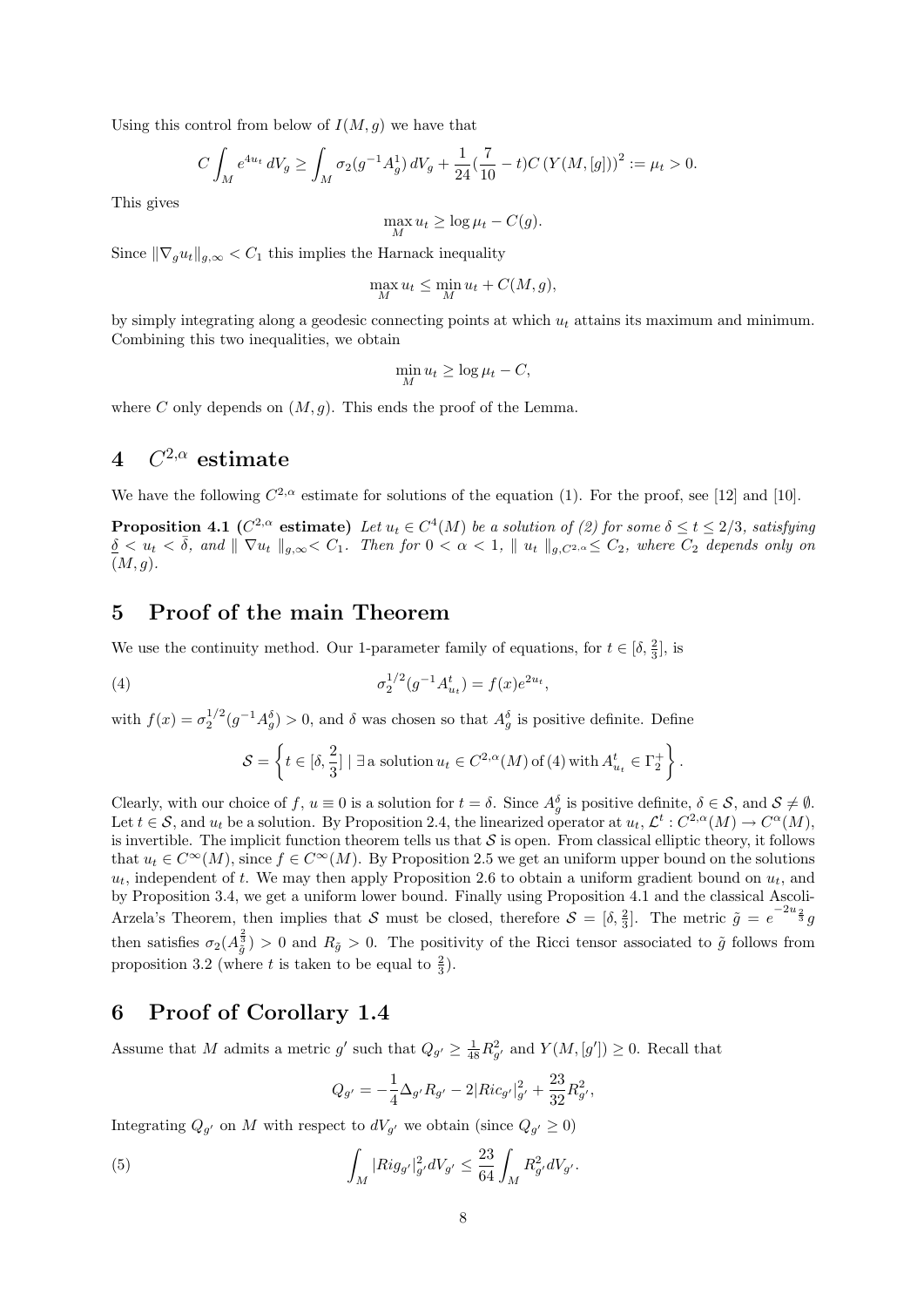Using this control from below of $I(M, g)$ we have that

$$C \int_M e^{4u_t}\, dV_g \geq \int_M \sigma_2(g^{-1}A^1_g)\, dV_g + \frac{1}{24}(\frac{7}{10} - t)C\,(Y(M,[g]))^2 := \mu_t > 0.$$

This gives

$$\max_M u_t \geq \log \mu_t - C(g).$$

Since $\|\nabla_g u_t\|_{g,\infty} < C_1$ this implies the Harnack inequality

$$\max_M u_t \leq \min_M u_t + C(M, g),$$

by simply integrating along a geodesic connecting points at which $u_t$ attains its maximum and minimum. Combining this two inequalities, we obtain

$$\min_M u_t \geq \log \mu_t - C,$$

where $C$ only depends on $(M, g)$. This ends the proof of the Lemma.

# 4 $C^{2,\alpha}$ estimate

We have the following $C^{2,\alpha}$ estimate for solutions of the equation (1). For the proof, see [12] and [10].

**Proposition 4.1** **($C^{2,\alpha}$ estimate)** *Let $u_t \in C^4(M)$ be a solution of (2) for some $\delta \leq t \leq 2/3$, satisfying $\underline{\delta} < u_t < \bar{\delta}$, and $\| \nabla u_t \|_{g,\infty} < C_1$. Then for $0 < \alpha < 1$, $\| u_t \|_{g,C^{2,\alpha}} \leq C_2$, where $C_2$ depends only on $(M, g)$.*

# 5 Proof of the main Theorem

We use the continuity method. Our 1-parameter family of equations, for $t \in [\delta, \frac{2}{3}]$, is

$$\sigma_2^{1/2}(g^{-1}A^t_{u_t}) = f(x)e^{2u_t}, \tag{4}$$

with $f(x) = \sigma_2^{1/2}(g^{-1}A^\delta_g) > 0$, and $\delta$ was chosen so that $A^\delta_g$ is positive definite. Define

$$\mathcal{S} = \left\{ t \in [\delta, \frac{2}{3}] \mid \exists\, \text{a solution}\, u_t \in C^{2,\alpha}(M)\, \text{of (4) with}\, A^t_{u_t} \in \Gamma^+_2 \right\}.$$

Clearly, with our choice of $f$, $u \equiv 0$ is a solution for $t = \delta$. Since $A^\delta_g$ is positive definite, $\delta \in \mathcal{S}$, and $\mathcal{S} \neq \emptyset$. Let $t \in \mathcal{S}$, and $u_t$ be a solution. By Proposition 2.4, the linearized operator at $u_t$, $\mathcal{L}^t : C^{2,\alpha}(M) \to C^\alpha(M)$, is invertible. The implicit function theorem tells us that $\mathcal{S}$ is open. From classical elliptic theory, it follows that $u_t \in C^\infty(M)$, since $f \in C^\infty(M)$. By Proposition 2.5 we get an uniform upper bound on the solutions $u_t$, independent of $t$. We may then apply Proposition 2.6 to obtain a uniform gradient bound on $u_t$, and by Proposition 3.4, we get a uniform lower bound. Finally using Proposition 4.1 and the classical Ascoli-Arzela's Theorem, then implies that $\mathcal{S}$ must be closed, therefore $\mathcal{S} = [\delta, \frac{2}{3}]$. The metric $\tilde{g} = e^{-2u_{\frac{2}{3}}} g$ then satisfies $\sigma_2(A^{\frac{2}{3}}_{\tilde{g}}) > 0$ and $R_{\tilde{g}} > 0$. The positivity of the Ricci tensor associated to $\tilde{g}$ follows from proposition 3.2 (where $t$ is taken to be equal to $\frac{2}{3}$).

# 6 Proof of Corollary 1.4

Assume that $M$ admits a metric $g'$ such that $Q_{g'} \geq \frac{1}{48}R^2_{g'}$ and $Y(M, [g']) \geq 0$. Recall that

$$Q_{g'} = -\frac{1}{4}\Delta_{g'} R_{g'} - 2|Ric_{g'}|^2_{g'} + \frac{23}{32}R^2_{g'},$$

Integrating $Q_{g'}$ on $M$ with respect to $dV_{g'}$ we obtain (since $Q_{g'} \geq 0$)

$$\int_M |Rig_{g'}|^2_{g'} dV_{g'} \leq \frac{23}{64}\int_M R^2_{g'} dV_{g'}. \tag{5}$$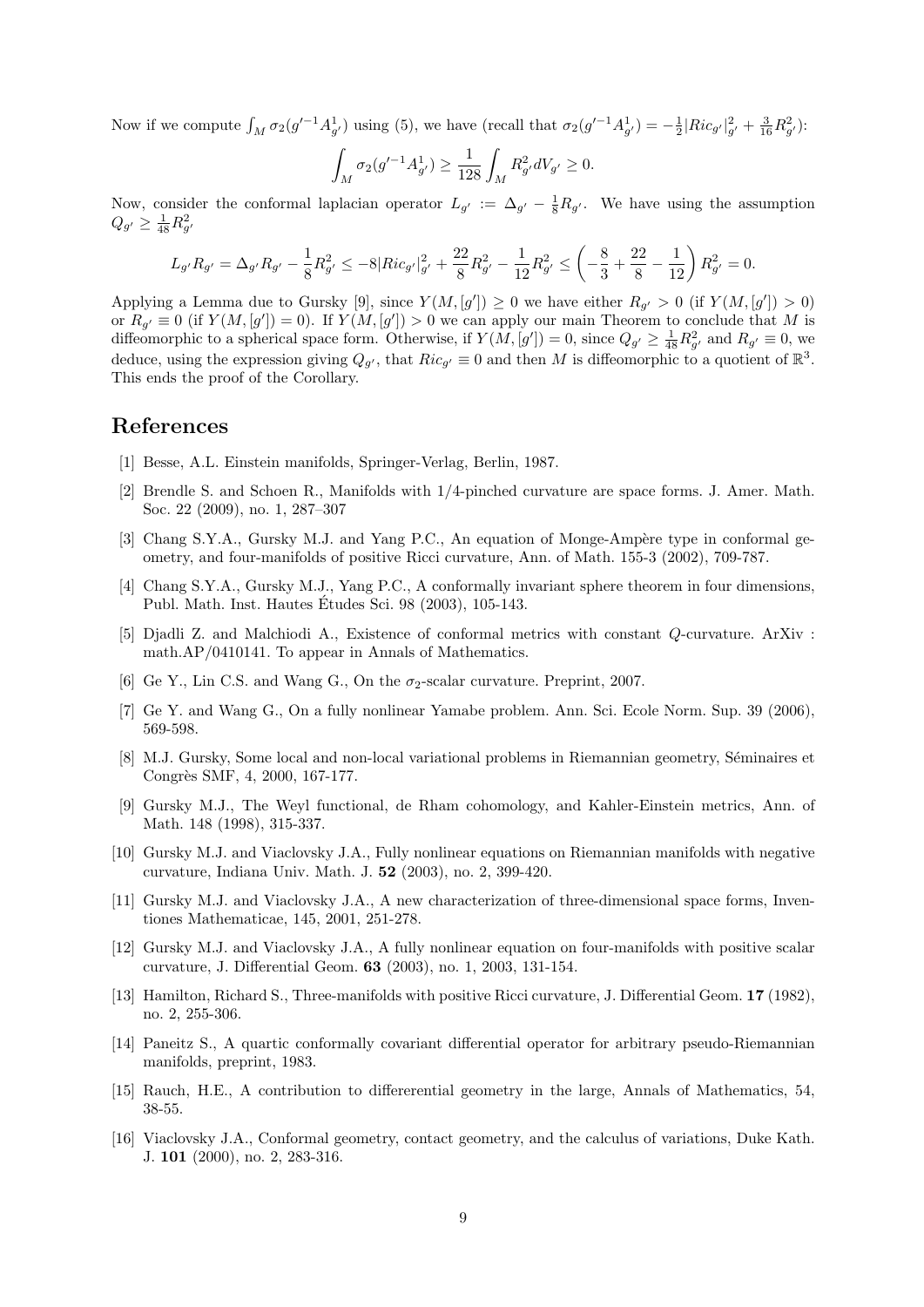Now if we compute $\int_M \sigma_2(g'^{-1}A^1_{g'})$ using (5), we have (recall that $\sigma_2(g'^{-1}A^1_{g'}) = -\frac{1}{2}|Ric_{g'}|^2_{g'} + \frac{3}{16}R^2_{g'}$):

$$\int_M \sigma_2(g'^{-1}A^1_{g'}) \geq \frac{1}{128}\int_M R^2_{g'} dV_{g'} \geq 0.$$

Now, consider the conformal laplacian operator $L_{g'} := \Delta_{g'} - \frac{1}{8}R_{g'}$. We have using the assumption $Q_{g'} \geq \frac{1}{48}R^2_{g'}$

$$L_{g'}R_{g'} = \Delta_{g'}R_{g'} - \frac{1}{8}R^2_{g'} \leq -8|Ric_{g'}|^2_{g'} + \frac{22}{8}R^2_{g'} - \frac{1}{12}R^2_{g'} \leq \left(-\frac{8}{3} + \frac{22}{8} - \frac{1}{12}\right)R^2_{g'} = 0.$$

Applying a Lemma due to Gursky [9], since $Y(M,[g']) \geq 0$ we have either $R_{g'} > 0$ (if $Y(M,[g']) > 0$) or $R_{g'} \equiv 0$ (if $Y(M,[g']) = 0$). If $Y(M,[g']) > 0$ we can apply our main Theorem to conclude that $M$ is diffeomorphic to a spherical space form. Otherwise, if $Y(M,[g']) = 0$, since $Q_{g'} \geq \frac{1}{48}R^2_{g'}$ and $R_{g'} \equiv 0$, we deduce, using the expression giving $Q_{g'}$, that $Ric_{g'} \equiv 0$ and then $M$ is diffeomorphic to a quotient of $\mathbb{R}^3$. This ends the proof of the Corollary.

# References

[1] Besse, A.L. Einstein manifolds, Springer-Verlag, Berlin, 1987.

[2] Brendle S. and Schoen R., Manifolds with 1/4-pinched curvature are space forms. J. Amer. Math. Soc. 22 (2009), no. 1, 287–307

[3] Chang S.Y.A., Gursky M.J. and Yang P.C., An equation of Monge-Ampère type in conformal geometry, and four-manifolds of positive Ricci curvature, Ann. of Math. 155-3 (2002), 709-787.

[4] Chang S.Y.A., Gursky M.J., Yang P.C., A conformally invariant sphere theorem in four dimensions, Publ. Math. Inst. Hautes Études Sci. 98 (2003), 105-143.

[5] Djadli Z. and Malchiodi A., Existence of conformal metrics with constant $Q$-curvature. ArXiv : math.AP/0410141. To appear in Annals of Mathematics.

[6] Ge Y., Lin C.S. and Wang G., On the $\sigma_2$-scalar curvature. Preprint, 2007.

[7] Ge Y. and Wang G., On a fully nonlinear Yamabe problem. Ann. Sci. Ecole Norm. Sup. 39 (2006), 569-598.

[8] M.J. Gursky, Some local and non-local variational problems in Riemannian geometry, Séminaires et Congrès SMF, 4, 2000, 167-177.

[9] Gursky M.J., The Weyl functional, de Rham cohomology, and Kahler-Einstein metrics, Ann. of Math. 148 (1998), 315-337.

[10] Gursky M.J. and Viaclovsky J.A., Fully nonlinear equations on Riemannian manifolds with negative curvature, Indiana Univ. Math. J. **52** (2003), no. 2, 399-420.

[11] Gursky M.J. and Viaclovsky J.A., A new characterization of three-dimensional space forms, Inventiones Mathematicae, 145, 2001, 251-278.

[12] Gursky M.J. and Viaclovsky J.A., A fully nonlinear equation on four-manifolds with positive scalar curvature, J. Differential Geom. **63** (2003), no. 1, 2003, 131-154.

[13] Hamilton, Richard S., Three-manifolds with positive Ricci curvature, J. Differential Geom. **17** (1982), no. 2, 255-306.

[14] Paneitz S., A quartic conformally covariant differential operator for arbitrary pseudo-Riemannian manifolds, preprint, 1983.

[15] Rauch, H.E., A contribution to differerential geometry in the large, Annals of Mathematics, 54, 38-55.

[16] Viaclovsky J.A., Conformal geometry, contact geometry, and the calculus of variations, Duke Kath. J. **101** (2000), no. 2, 283-316.